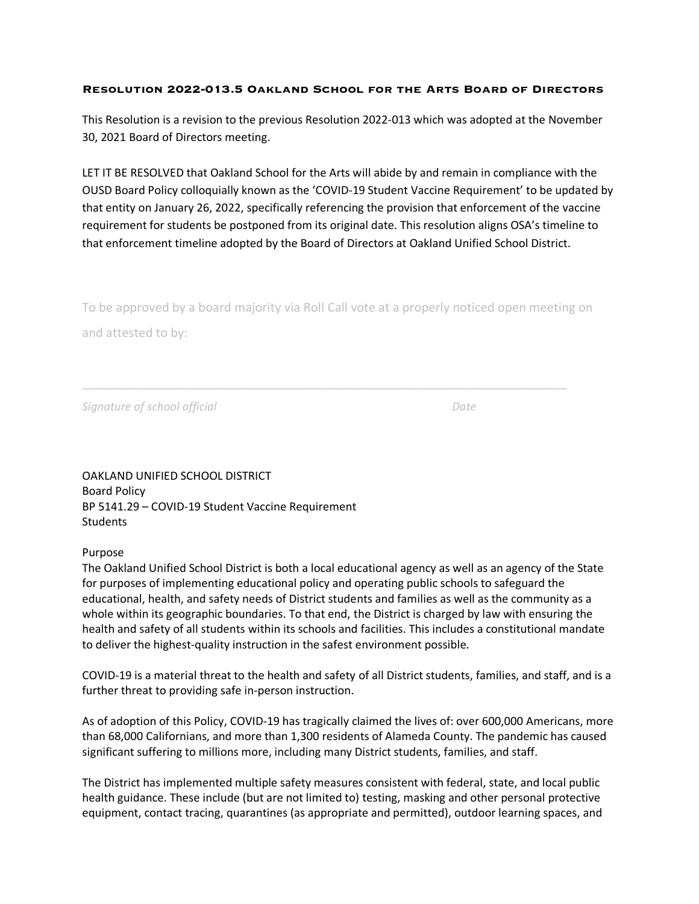# Resolution 2022-013.5 Oakland School for the Arts Board of Directors

This Resolution is a revision to the previous Resolution 2022-013 which was adopted at the November 30, 2021 Board of Directors meeting.

LET IT BE RESOLVED that Oakland School for the Arts will abide by and remain in compliance with the OUSD Board Policy colloquially known as the 'COVID-19 Student Vaccine Requirement' to be updated by that entity on January 26, 2022, specifically referencing the provision that enforcement of the vaccine requirement for students be postponed from its original date. This resolution aligns OSA's timeline to that enforcement timeline adopted by the Board of Directors at Oakland Unified School District.

To be approved by a board majority via Roll Call vote at a properly noticed open meeting on and attested to by:

\_\_\_\_\_\_\_\_\_\_\_\_\_\_\_\_\_\_\_\_\_\_\_\_\_\_\_\_\_\_\_\_\_\_\_\_\_\_\_\_\_\_\_\_\_\_\_\_\_\_\_\_\_\_\_\_\_\_\_\_\_\_\_\_\_\_\_\_\_\_\_\_

*Signature of school official* *Date*

OAKLAND UNIFIED SCHOOL DISTRICT
Board Policy
BP 5141.29 – COVID-19 Student Vaccine Requirement
Students

Purpose
The Oakland Unified School District is both a local educational agency as well as an agency of the State for purposes of implementing educational policy and operating public schools to safeguard the educational, health, and safety needs of District students and families as well as the community as a whole within its geographic boundaries. To that end, the District is charged by law with ensuring the health and safety of all students within its schools and facilities. This includes a constitutional mandate to deliver the highest-quality instruction in the safest environment possible.

COVID-19 is a material threat to the health and safety of all District students, families, and staff, and is a further threat to providing safe in-person instruction.

As of adoption of this Policy, COVID-19 has tragically claimed the lives of: over 600,000 Americans, more than 68,000 Californians, and more than 1,300 residents of Alameda County. The pandemic has caused significant suffering to millions more, including many District students, families, and staff.

The District has implemented multiple safety measures consistent with federal, state, and local public health guidance. These include (but are not limited to) testing, masking and other personal protective equipment, contact tracing, quarantines (as appropriate and permitted), outdoor learning spaces, and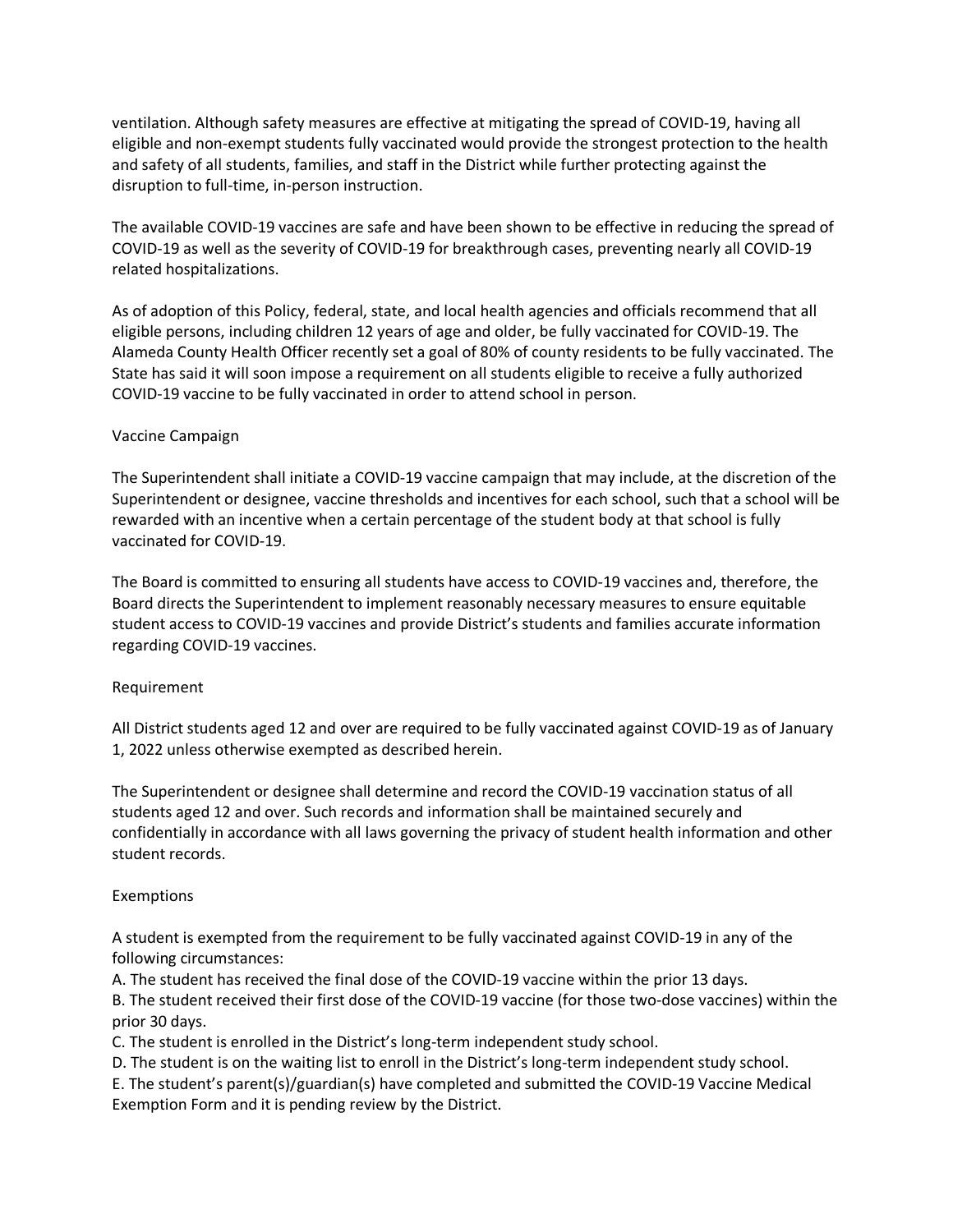ventilation. Although safety measures are effective at mitigating the spread of COVID-19, having all eligible and non-exempt students fully vaccinated would provide the strongest protection to the health and safety of all students, families, and staff in the District while further protecting against the disruption to full-time, in-person instruction.

The available COVID-19 vaccines are safe and have been shown to be effective in reducing the spread of COVID-19 as well as the severity of COVID-19 for breakthrough cases, preventing nearly all COVID-19 related hospitalizations.

As of adoption of this Policy, federal, state, and local health agencies and officials recommend that all eligible persons, including children 12 years of age and older, be fully vaccinated for COVID-19. The Alameda County Health Officer recently set a goal of 80% of county residents to be fully vaccinated. The State has said it will soon impose a requirement on all students eligible to receive a fully authorized COVID-19 vaccine to be fully vaccinated in order to attend school in person.

## Vaccine Campaign

The Superintendent shall initiate a COVID-19 vaccine campaign that may include, at the discretion of the Superintendent or designee, vaccine thresholds and incentives for each school, such that a school will be rewarded with an incentive when a certain percentage of the student body at that school is fully vaccinated for COVID-19.

The Board is committed to ensuring all students have access to COVID-19 vaccines and, therefore, the Board directs the Superintendent to implement reasonably necessary measures to ensure equitable student access to COVID-19 vaccines and provide District's students and families accurate information regarding COVID-19 vaccines.

## Requirement

All District students aged 12 and over are required to be fully vaccinated against COVID-19 as of January 1, 2022 unless otherwise exempted as described herein.

The Superintendent or designee shall determine and record the COVID-19 vaccination status of all students aged 12 and over. Such records and information shall be maintained securely and confidentially in accordance with all laws governing the privacy of student health information and other student records.

## Exemptions

A student is exempted from the requirement to be fully vaccinated against COVID-19 in any of the following circumstances:

A. The student has received the final dose of the COVID-19 vaccine within the prior 13 days.  
B. The student received their first dose of the COVID-19 vaccine (for those two-dose vaccines) within the prior 30 days.  
C. The student is enrolled in the District's long-term independent study school.  
D. The student is on the waiting list to enroll in the District's long-term independent study school.  
E. The student's parent(s)/guardian(s) have completed and submitted the COVID-19 Vaccine Medical Exemption Form and it is pending review by the District.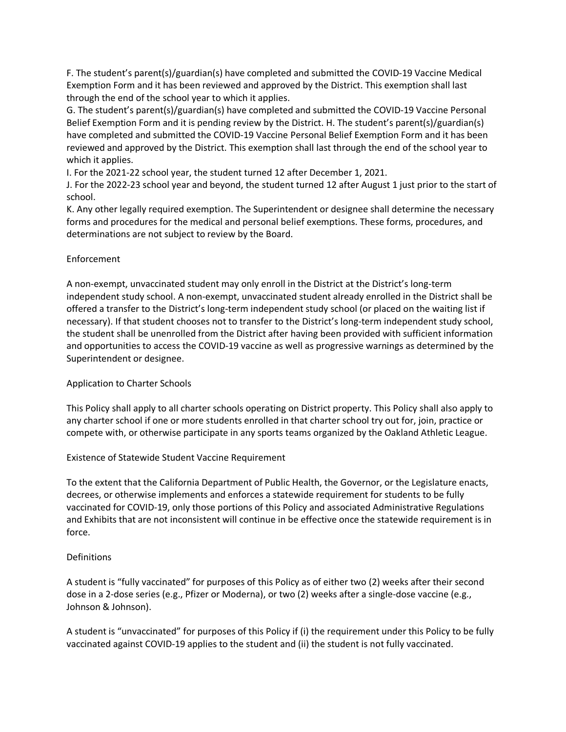F. The student's parent(s)/guardian(s) have completed and submitted the COVID-19 Vaccine Medical Exemption Form and it has been reviewed and approved by the District. This exemption shall last through the end of the school year to which it applies.

G. The student's parent(s)/guardian(s) have completed and submitted the COVID-19 Vaccine Personal Belief Exemption Form and it is pending review by the District. H. The student's parent(s)/guardian(s) have completed and submitted the COVID-19 Vaccine Personal Belief Exemption Form and it has been reviewed and approved by the District. This exemption shall last through the end of the school year to which it applies.

I. For the 2021-22 school year, the student turned 12 after December 1, 2021.

J. For the 2022-23 school year and beyond, the student turned 12 after August 1 just prior to the start of school.

K. Any other legally required exemption. The Superintendent or designee shall determine the necessary forms and procedures for the medical and personal belief exemptions. These forms, procedures, and determinations are not subject to review by the Board.

## Enforcement

A non-exempt, unvaccinated student may only enroll in the District at the District's long-term independent study school. A non-exempt, unvaccinated student already enrolled in the District shall be offered a transfer to the District's long-term independent study school (or placed on the waiting list if necessary). If that student chooses not to transfer to the District's long-term independent study school, the student shall be unenrolled from the District after having been provided with sufficient information and opportunities to access the COVID-19 vaccine as well as progressive warnings as determined by the Superintendent or designee.

## Application to Charter Schools

This Policy shall apply to all charter schools operating on District property. This Policy shall also apply to any charter school if one or more students enrolled in that charter school try out for, join, practice or compete with, or otherwise participate in any sports teams organized by the Oakland Athletic League.

## Existence of Statewide Student Vaccine Requirement

To the extent that the California Department of Public Health, the Governor, or the Legislature enacts, decrees, or otherwise implements and enforces a statewide requirement for students to be fully vaccinated for COVID-19, only those portions of this Policy and associated Administrative Regulations and Exhibits that are not inconsistent will continue in be effective once the statewide requirement is in force.

## Definitions

A student is "fully vaccinated" for purposes of this Policy as of either two (2) weeks after their second dose in a 2-dose series (e.g., Pfizer or Moderna), or two (2) weeks after a single-dose vaccine (e.g., Johnson & Johnson).

A student is "unvaccinated" for purposes of this Policy if (i) the requirement under this Policy to be fully vaccinated against COVID-19 applies to the student and (ii) the student is not fully vaccinated.